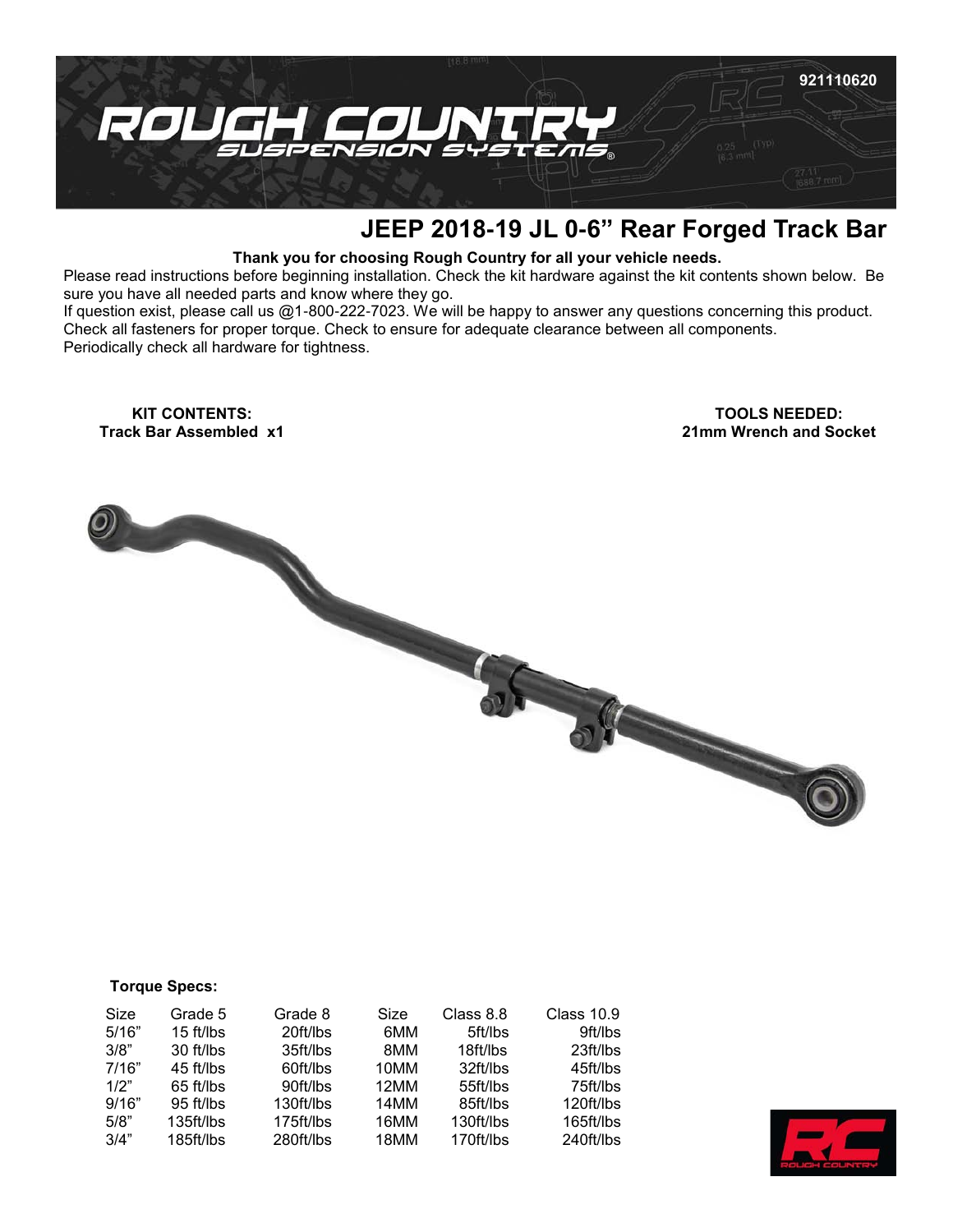921110620

# JEEP 2018-19 JL 0-6" Rear Forged Track Bar

**Thank you for choosing Rough Country for all your vehicle needs.**

Please read instructions before beginning installation. Check the kit hardware against the kit contents shown below. Be sure you have all needed parts and know where they go.

If question exist, please call us @1-800-222-7023. We will be happy to answer any questions concerning this product.

Check all fasteners for proper torque. Check to ensure for adequate clearance between all components.

Periodically check all hardware for tightness.

**KIT CONTENTS:**
**Track Bar Assembled x1**

**TOOLS NEEDED:**
**21mm Wrench and Socket**

**Torque Specs:**

| Size | Grade 5 | Grade 8 | Size | Class 8.8 | Class 10.9 |
|---|---|---|---|---|---|
| 5/16" | 15 ft/lbs | 20ft/lbs | 6MM | 5ft/lbs | 9ft/lbs |
| 3/8" | 30 ft/lbs | 35ft/lbs | 8MM | 18ft/lbs | 23ft/lbs |
| 7/16" | 45 ft/lbs | 60ft/lbs | 10MM | 32ft/lbs | 45ft/lbs |
| 1/2" | 65 ft/lbs | 90ft/lbs | 12MM | 55ft/lbs | 75ft/lbs |
| 9/16" | 95 ft/lbs | 130ft/lbs | 14MM | 85ft/lbs | 120ft/lbs |
| 5/8" | 135ft/lbs | 175ft/lbs | 16MM | 130ft/lbs | 165ft/lbs |
| 3/4" | 185ft/lbs | 280ft/lbs | 18MM | 170ft/lbs | 240ft/lbs |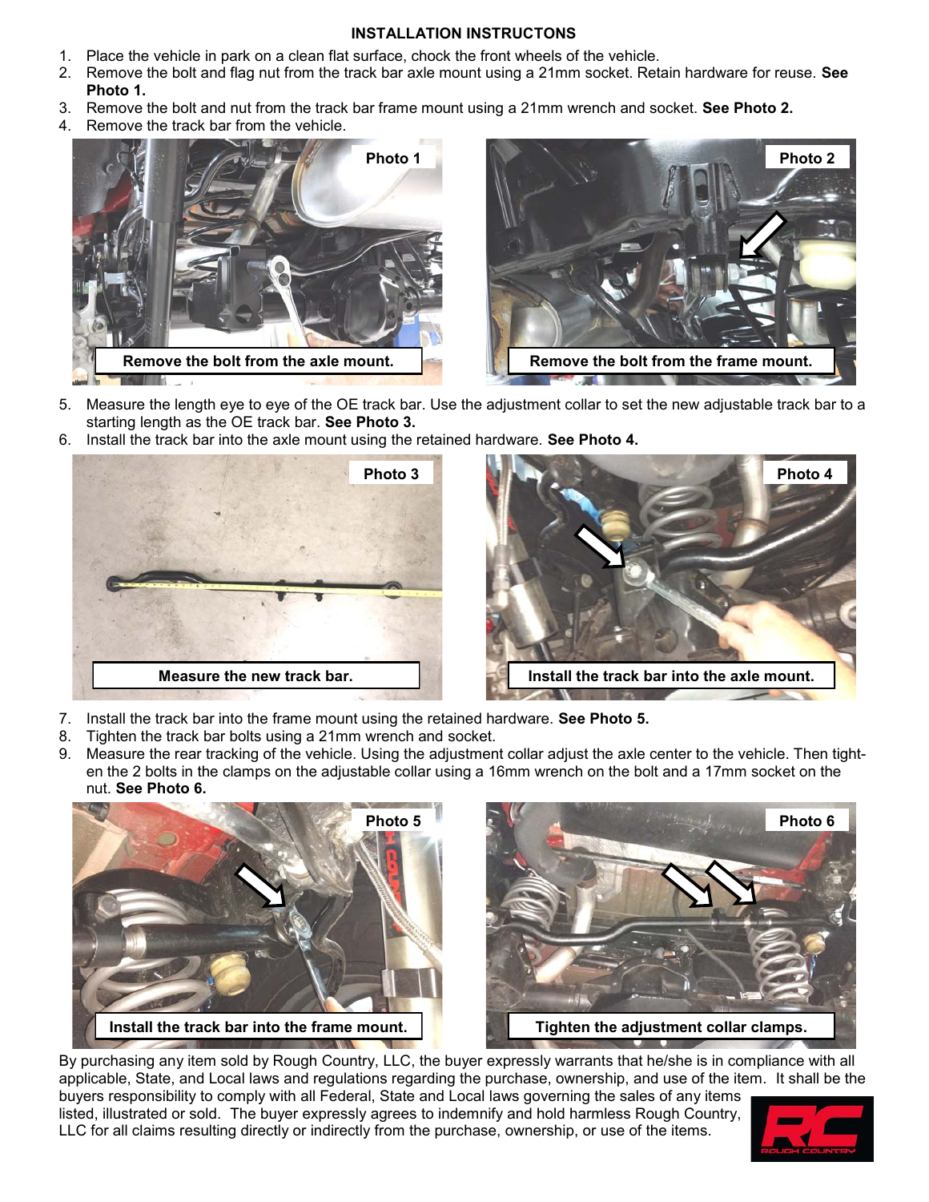**INSTALLATION INSTRUCTONS**

1. Place the vehicle in park on a clean flat surface, chock the front wheels of the vehicle.
2. Remove the bolt and flag nut from the track bar axle mount using a 21mm socket. Retain hardware for reuse. **See Photo 1.**
3. Remove the bolt and nut from the track bar frame mount using a 21mm wrench and socket. **See Photo 2.**
4. Remove the track bar from the vehicle.

Photo 1

**Remove the bolt from the axle mount.**

Photo 2

**Remove the bolt from the frame mount.**

5. Measure the length eye to eye of the OE track bar. Use the adjustment collar to set the new adjustable track bar to a starting length as the OE track bar. **See Photo 3.**
6. Install the track bar into the axle mount using the retained hardware. **See Photo 4.**

Photo 3

**Measure the new track bar.**

Photo 4

**Install the track bar into the axle mount.**

7. Install the track bar into the frame mount using the retained hardware. **See Photo 5.**
8. Tighten the track bar bolts using a 21mm wrench and socket.
9. Measure the rear tracking of the vehicle. Using the adjustment collar adjust the axle center to the vehicle. Then tighten the 2 bolts in the clamps on the adjustable collar using a 16mm wrench on the bolt and a 17mm socket on the nut. **See Photo 6.**

Photo 5

**Install the track bar into the frame mount.**

Photo 6

**Tighten the adjustment collar clamps.**

By purchasing any item sold by Rough Country, LLC, the buyer expressly warrants that he/she is in compliance with all applicable, State, and Local laws and regulations regarding the purchase, ownership, and use of the item. It shall be the buyers responsibility to comply with all Federal, State and Local laws governing the sales of any items listed, illustrated or sold. The buyer expressly agrees to indemnify and hold harmless Rough Country, LLC for all claims resulting directly or indirectly from the purchase, ownership, or use of the items.